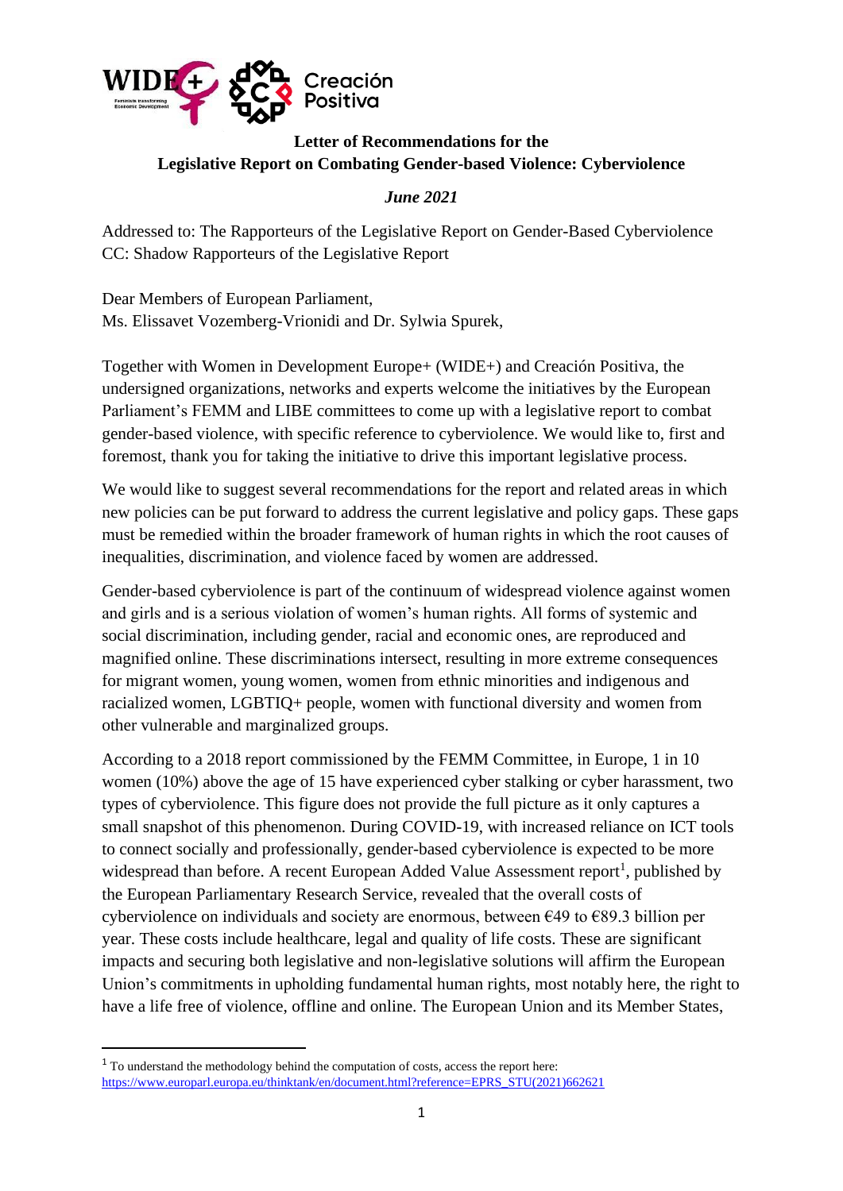## Letter of Recommendations for the Legislative Report on Combating Gender-based Violence: Cyberviolence

***June 2021***

Addressed to: The Rapporteurs of the Legislative Report on Gender-Based Cyberviolence
CC: Shadow Rapporteurs of the Legislative Report

Dear Members of European Parliament,
Ms. Elissavet Vozemberg-Vrionidi and Dr. Sylwia Spurek,

Together with Women in Development Europe+ (WIDE+) and Creación Positiva, the undersigned organizations, networks and experts welcome the initiatives by the European Parliament's FEMM and LIBE committees to come up with a legislative report to combat gender-based violence, with specific reference to cyberviolence. We would like to, first and foremost, thank you for taking the initiative to drive this important legislative process.

We would like to suggest several recommendations for the report and related areas in which new policies can be put forward to address the current legislative and policy gaps. These gaps must be remedied within the broader framework of human rights in which the root causes of inequalities, discrimination, and violence faced by women are addressed.

Gender-based cyberviolence is part of the continuum of widespread violence against women and girls and is a serious violation of women's human rights. All forms of systemic and social discrimination, including gender, racial and economic ones, are reproduced and magnified online. These discriminations intersect, resulting in more extreme consequences for migrant women, young women, women from ethnic minorities and indigenous and racialized women, LGBTIQ+ people, women with functional diversity and women from other vulnerable and marginalized groups.

According to a 2018 report commissioned by the FEMM Committee, in Europe, 1 in 10 women (10%) above the age of 15 have experienced cyber stalking or cyber harassment, two types of cyberviolence. This figure does not provide the full picture as it only captures a small snapshot of this phenomenon. During COVID-19, with increased reliance on ICT tools to connect socially and professionally, gender-based cyberviolence is expected to be more widespread than before. A recent European Added Value Assessment report[1], published by the European Parliamentary Research Service, revealed that the overall costs of cyberviolence on individuals and society are enormous, between €49 to €89.3 billion per year. These costs include healthcare, legal and quality of life costs. These are significant impacts and securing both legislative and non-legislative solutions will affirm the European Union's commitments in upholding fundamental human rights, most notably here, the right to have a life free of violence, offline and online. The European Union and its Member States,

[1] To understand the methodology behind the computation of costs, access the report here: https://www.europarl.europa.eu/thinktank/en/document.html?reference=EPRS_STU(2021)662621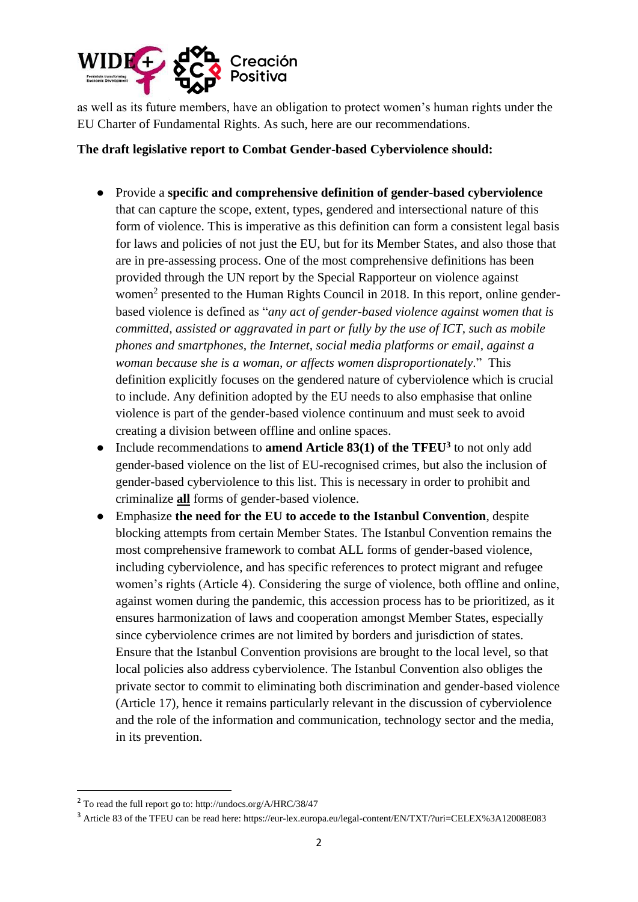as well as its future members, have an obligation to protect women's human rights under the EU Charter of Fundamental Rights. As such, here are our recommendations.

**The draft legislative report to Combat Gender-based Cyberviolence should:**

- Provide a **specific and comprehensive definition of gender-based cyberviolence** that can capture the scope, extent, types, gendered and intersectional nature of this form of violence. This is imperative as this definition can form a consistent legal basis for laws and policies of not just the EU, but for its Member States, and also those that are in pre-assessing process. One of the most comprehensive definitions has been provided through the UN report by the Special Rapporteur on violence against women[2] presented to the Human Rights Council in 2018. In this report, online gender-based violence is defined as "*any act of gender-based violence against women that is committed, assisted or aggravated in part or fully by the use of ICT, such as mobile phones and smartphones, the Internet, social media platforms or email, against a woman because she is a woman, or affects women disproportionately*." This definition explicitly focuses on the gendered nature of cyberviolence which is crucial to include. Any definition adopted by the EU needs to also emphasise that online violence is part of the gender-based violence continuum and must seek to avoid creating a division between offline and online spaces.
- Include recommendations to **amend Article 83(1) of the TFEU**[3] to not only add gender-based violence on the list of EU-recognised crimes, but also the inclusion of gender-based cyberviolence to this list. This is necessary in order to prohibit and criminalize **all** forms of gender-based violence.
- Emphasize **the need for the EU to accede to the Istanbul Convention**, despite blocking attempts from certain Member States. The Istanbul Convention remains the most comprehensive framework to combat ALL forms of gender-based violence, including cyberviolence, and has specific references to protect migrant and refugee women's rights (Article 4). Considering the surge of violence, both offline and online, against women during the pandemic, this accession process has to be prioritized, as it ensures harmonization of laws and cooperation amongst Member States, especially since cyberviolence crimes are not limited by borders and jurisdiction of states. Ensure that the Istanbul Convention provisions are brought to the local level, so that local policies also address cyberviolence. The Istanbul Convention also obliges the private sector to commit to eliminating both discrimination and gender-based violence (Article 17), hence it remains particularly relevant in the discussion of cyberviolence and the role of the information and communication, technology sector and the media, in its prevention.

---

[2] To read the full report go to: http://undocs.org/A/HRC/38/47

[3] Article 83 of the TFEU can be read here: https://eur-lex.europa.eu/legal-content/EN/TXT/?uri=CELEX%3A12008E083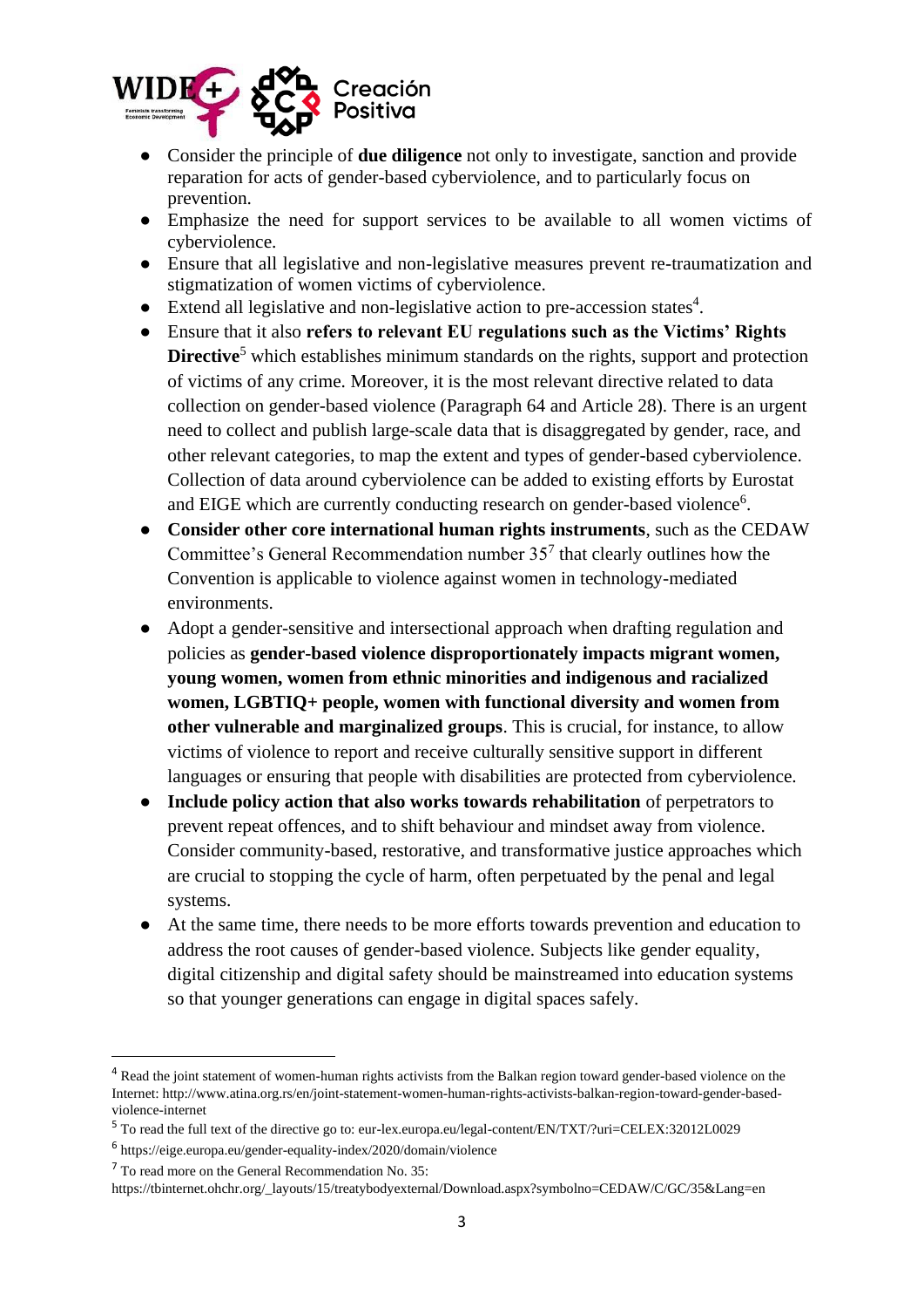- Consider the principle of **due diligence** not only to investigate, sanction and provide reparation for acts of gender-based cyberviolence, and to particularly focus on prevention.
- Emphasize the need for support services to be available to all women victims of cyberviolence.
- Ensure that all legislative and non-legislative measures prevent re-traumatization and stigmatization of women victims of cyberviolence.
- Extend all legislative and non-legislative action to pre-accession states[4].
- Ensure that it also **refers to relevant EU regulations such as the Victims' Rights Directive**[5] which establishes minimum standards on the rights, support and protection of victims of any crime. Moreover, it is the most relevant directive related to data collection on gender-based violence (Paragraph 64 and Article 28). There is an urgent need to collect and publish large-scale data that is disaggregated by gender, race, and other relevant categories, to map the extent and types of gender-based cyberviolence. Collection of data around cyberviolence can be added to existing efforts by Eurostat and EIGE which are currently conducting research on gender-based violence[6].
- **Consider other core international human rights instruments**, such as the CEDAW Committee's General Recommendation number 35[7] that clearly outlines how the Convention is applicable to violence against women in technology-mediated environments.
- Adopt a gender-sensitive and intersectional approach when drafting regulation and policies as **gender-based violence disproportionately impacts migrant women, young women, women from ethnic minorities and indigenous and racialized women, LGBTIQ+ people, women with functional diversity and women from other vulnerable and marginalized groups**. This is crucial, for instance, to allow victims of violence to report and receive culturally sensitive support in different languages or ensuring that people with disabilities are protected from cyberviolence.
- **Include policy action that also works towards rehabilitation** of perpetrators to prevent repeat offences, and to shift behaviour and mindset away from violence. Consider community-based, restorative, and transformative justice approaches which are crucial to stopping the cycle of harm, often perpetuated by the penal and legal systems.
- At the same time, there needs to be more efforts towards prevention and education to address the root causes of gender-based violence. Subjects like gender equality, digital citizenship and digital safety should be mainstreamed into education systems so that younger generations can engage in digital spaces safely.

---

[4] Read the joint statement of women-human rights activists from the Balkan region toward gender-based violence on the Internet: http://www.atina.org.rs/en/joint-statement-women-human-rights-activists-balkan-region-toward-gender-based-violence-internet

[5] To read the full text of the directive go to: eur-lex.europa.eu/legal-content/EN/TXT/?uri=CELEX:32012L0029

[6] https://eige.europa.eu/gender-equality-index/2020/domain/violence

[7] To read more on the General Recommendation No. 35: https://tbinternet.ohchr.org/_layouts/15/treatybodyexternal/Download.aspx?symbolno=CEDAW/C/GC/35&Lang=en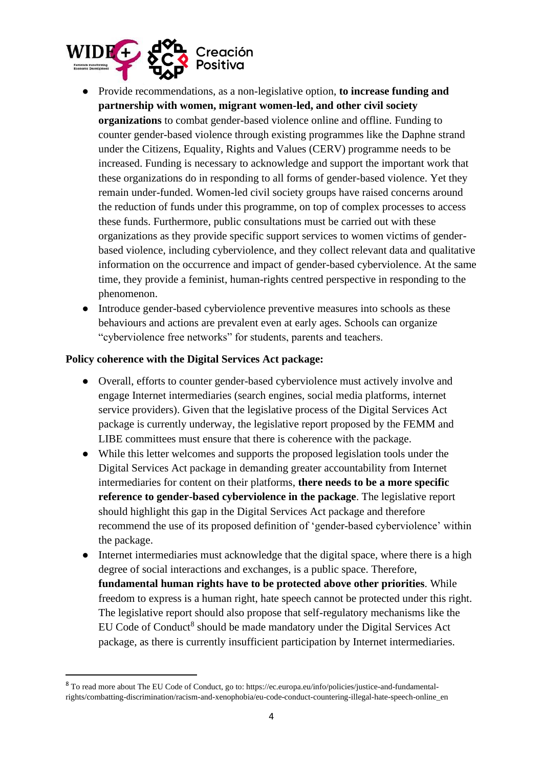- Provide recommendations, as a non-legislative option, **to increase funding and partnership with women, migrant women-led, and other civil society organizations** to combat gender-based violence online and offline. Funding to counter gender-based violence through existing programmes like the Daphne strand under the Citizens, Equality, Rights and Values (CERV) programme needs to be increased. Funding is necessary to acknowledge and support the important work that these organizations do in responding to all forms of gender-based violence. Yet they remain under-funded. Women-led civil society groups have raised concerns around the reduction of funds under this programme, on top of complex processes to access these funds. Furthermore, public consultations must be carried out with these organizations as they provide specific support services to women victims of gender-based violence, including cyberviolence, and they collect relevant data and qualitative information on the occurrence and impact of gender-based cyberviolence. At the same time, they provide a feminist, human-rights centred perspective in responding to the phenomenon.
- Introduce gender-based cyberviolence preventive measures into schools as these behaviours and actions are prevalent even at early ages. Schools can organize "cyberviolence free networks" for students, parents and teachers.

**Policy coherence with the Digital Services Act package:**

- Overall, efforts to counter gender-based cyberviolence must actively involve and engage Internet intermediaries (search engines, social media platforms, internet service providers). Given that the legislative process of the Digital Services Act package is currently underway, the legislative report proposed by the FEMM and LIBE committees must ensure that there is coherence with the package.
- While this letter welcomes and supports the proposed legislation tools under the Digital Services Act package in demanding greater accountability from Internet intermediaries for content on their platforms, **there needs to be a more specific reference to gender-based cyberviolence in the package**. The legislative report should highlight this gap in the Digital Services Act package and therefore recommend the use of its proposed definition of 'gender-based cyberviolence' within the package.
- Internet intermediaries must acknowledge that the digital space, where there is a high degree of social interactions and exchanges, is a public space. Therefore, **fundamental human rights have to be protected above other priorities**. While freedom to express is a human right, hate speech cannot be protected under this right. The legislative report should also propose that self-regulatory mechanisms like the EU Code of Conduct[8] should be made mandatory under the Digital Services Act package, as there is currently insufficient participation by Internet intermediaries.

[8] To read more about The EU Code of Conduct, go to: https://ec.europa.eu/info/policies/justice-and-fundamental-rights/combatting-discrimination/racism-and-xenophobia/eu-code-conduct-countering-illegal-hate-speech-online_en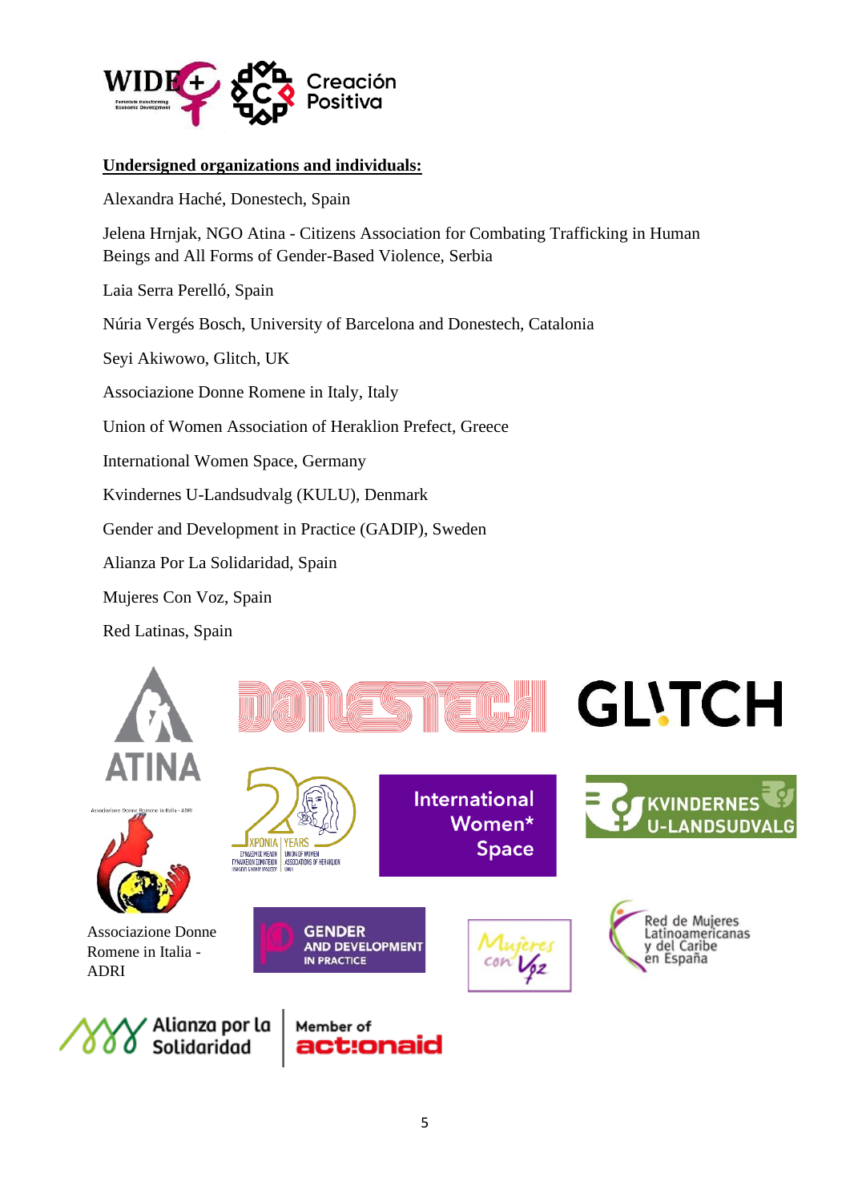**Undersigned organizations and individuals:**

Alexandra Haché, Donestech, Spain

Jelena Hrnjak, NGO Atina - Citizens Association for Combating Trafficking in Human Beings and All Forms of Gender-Based Violence, Serbia

Laia Serra Perelló, Spain

Núria Vergés Bosch, University of Barcelona and Donestech, Catalonia

Seyi Akiwowo, Glitch, UK

Associazione Donne Romene in Italy, Italy

Union of Women Association of Heraklion Prefect, Greece

International Women Space, Germany

Kvindernes U-Landsudvalg (KULU), Denmark

Gender and Development in Practice (GADIP), Sweden

Alianza Por La Solidaridad, Spain

Mujeres Con Voz, Spain

Red Latinas, Spain

Associazione Donne Romene in Italia - ADRI